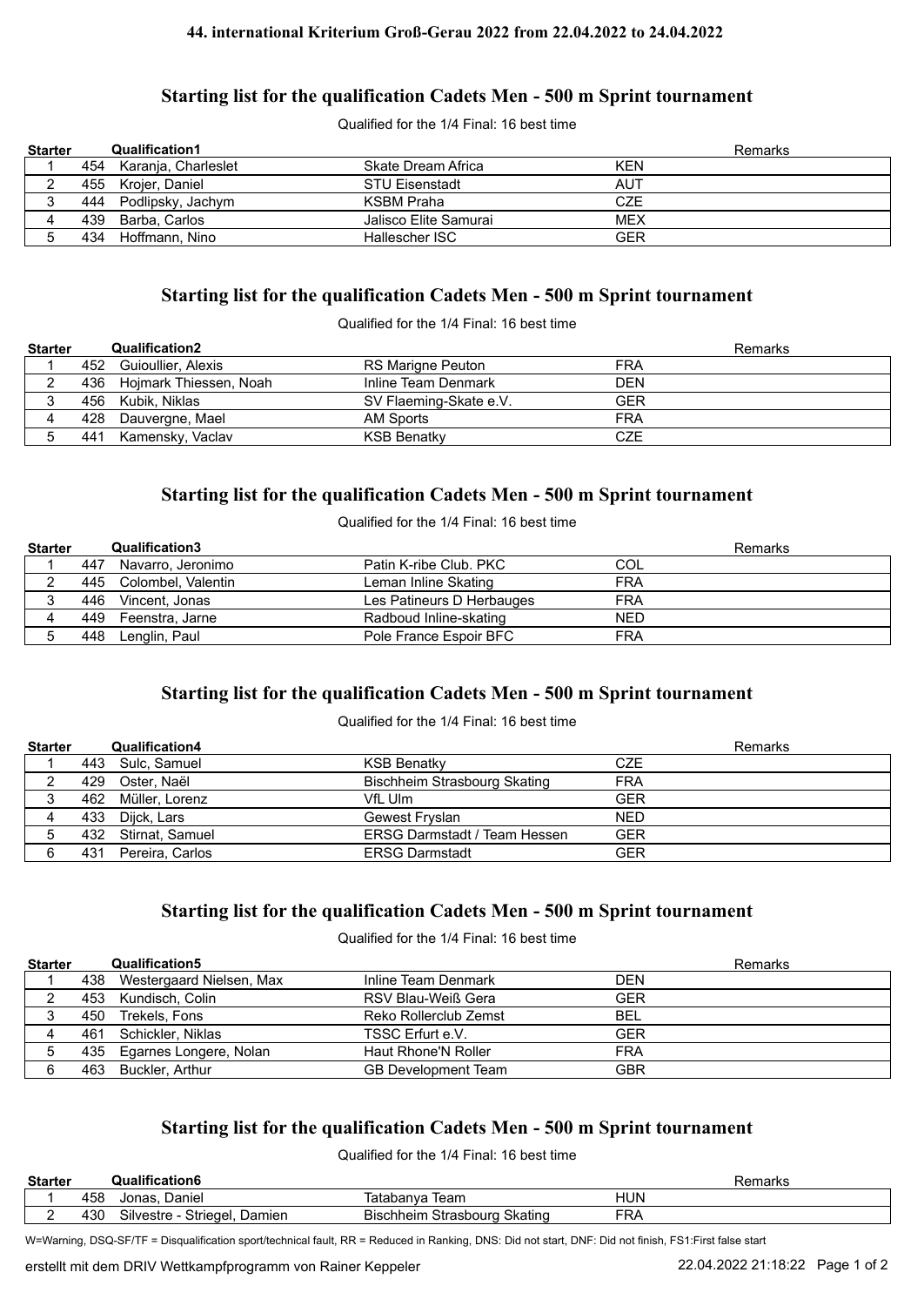**44. international Kriterium Groß-Gerau 2022 from 22.04.2022 to 24.04.2022**

## Starting list for the qualification Cadets Men - 500 m Sprint tournament

Qualified for the 1/4 Final: 16 best time

| Starter | | Qualification1 | | | Remarks |
|---|---|---|---|---|---|
| 1 | 454 | Karanja, Charleslet | Skate Dream Africa | KEN | |
| 2 | 455 | Krojer, Daniel | STU Eisenstadt | AUT | |
| 3 | 444 | Podlipsky, Jachym | KSBM Praha | CZE | |
| 4 | 439 | Barba, Carlos | Jalisco Elite Samurai | MEX | |
| 5 | 434 | Hoffmann, Nino | Hallescher ISC | GER | |

## Starting list for the qualification Cadets Men - 500 m Sprint tournament

Qualified for the 1/4 Final: 16 best time

| Starter | | Qualification2 | | | Remarks |
|---|---|---|---|---|---|
| 1 | 452 | Guioullier, Alexis | RS Marigne Peuton | FRA | |
| 2 | 436 | Hojmark Thiessen, Noah | Inline Team Denmark | DEN | |
| 3 | 456 | Kubik, Niklas | SV Flaeming-Skate e.V. | GER | |
| 4 | 428 | Dauvergne, Mael | AM Sports | FRA | |
| 5 | 441 | Kamensky, Vaclav | KSB Benatky | CZE | |

## Starting list for the qualification Cadets Men - 500 m Sprint tournament

Qualified for the 1/4 Final: 16 best time

| Starter | | Qualification3 | | | Remarks |
|---|---|---|---|---|---|
| 1 | 447 | Navarro, Jeronimo | Patin K-ribe Club. PKC | COL | |
| 2 | 445 | Colombel, Valentin | Leman Inline Skating | FRA | |
| 3 | 446 | Vincent, Jonas | Les Patineurs D Herbauges | FRA | |
| 4 | 449 | Feenstra, Jarne | Radboud Inline-skating | NED | |
| 5 | 448 | Lenglin, Paul | Pole France Espoir BFC | FRA | |

## Starting list for the qualification Cadets Men - 500 m Sprint tournament

Qualified for the 1/4 Final: 16 best time

| Starter | | Qualification4 | | | Remarks |
|---|---|---|---|---|---|
| 1 | 443 | Sulc, Samuel | KSB Benatky | CZE | |
| 2 | 429 | Oster, Naël | Bischheim Strasbourg Skating | FRA | |
| 3 | 462 | Müller, Lorenz | VfL Ulm | GER | |
| 4 | 433 | Dijck, Lars | Gewest Fryslan | NED | |
| 5 | 432 | Stirnat, Samuel | ERSG Darmstadt / Team Hessen | GER | |
| 6 | 431 | Pereira, Carlos | ERSG Darmstadt | GER | |

## Starting list for the qualification Cadets Men - 500 m Sprint tournament

Qualified for the 1/4 Final: 16 best time

| Starter | | Qualification5 | | | Remarks |
|---|---|---|---|---|---|
| 1 | 438 | Westergaard Nielsen, Max | Inline Team Denmark | DEN | |
| 2 | 453 | Kundisch, Colin | RSV Blau-Weiß Gera | GER | |
| 3 | 450 | Trekels, Fons | Reko Rollerclub Zemst | BEL | |
| 4 | 461 | Schickler, Niklas | TSSC Erfurt e.V. | GER | |
| 5 | 435 | Egarnes Longere, Nolan | Haut Rhone'N Roller | FRA | |
| 6 | 463 | Buckler, Arthur | GB Development Team | GBR | |

## Starting list for the qualification Cadets Men - 500 m Sprint tournament

Qualified for the 1/4 Final: 16 best time

| Starter | | Qualification6 | | | Remarks |
|---|---|---|---|---|---|
| 1 | 458 | Jonas, Daniel | Tatabanya Team | HUN | |
| 2 | 430 | Silvestre - Striegel, Damien | Bischheim Strasbourg Skating | FRA | |

W=Warning, DSQ-SF/TF = Disqualification sport/technical fault, RR = Reduced in Ranking, DNS: Did not start, DNF: Did not finish, FS1:First false start

erstellt mit dem DRIV Wettkampfprogramm von Rainer Keppeler — 22.04.2022 21:18:22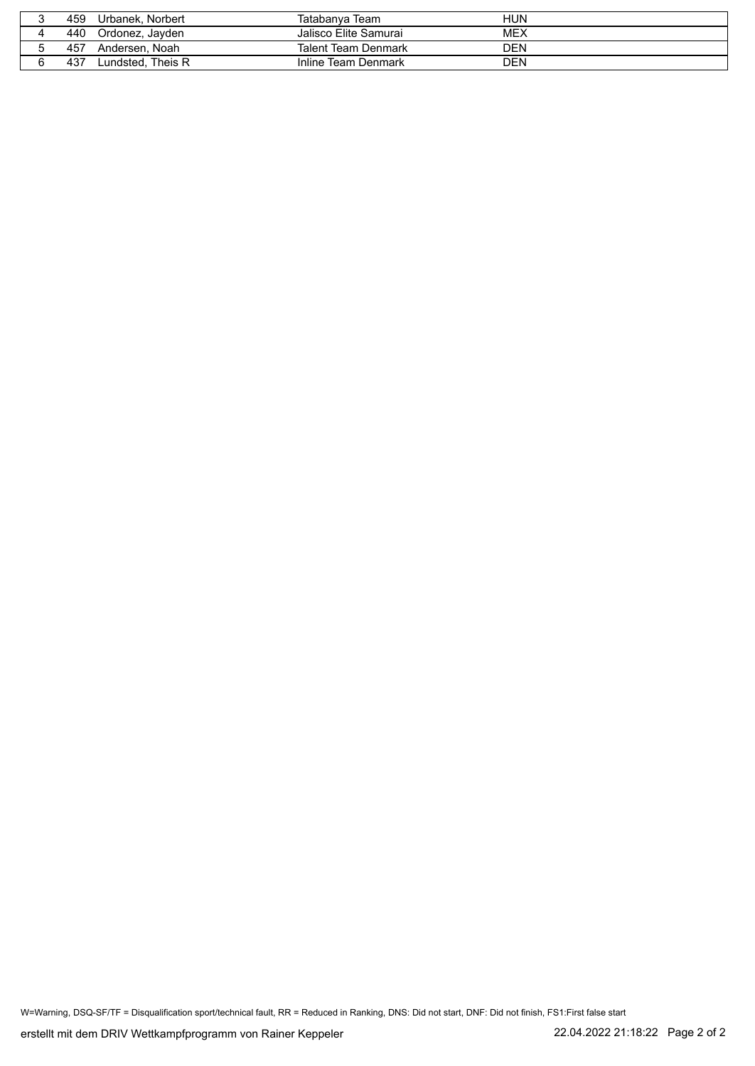| | | | | |
|---|---|---|---|---|
| 3 | 459 | Urbanek, Norbert | Tatabanya Team | HUN |
| 4 | 440 | Ordonez, Jayden | Jalisco Elite Samurai | MEX |
| 5 | 457 | Andersen, Noah | Talent Team Denmark | DEN |
| 6 | 437 | Lundsted, Theis R | Inline Team Denmark | DEN |

W=Warning, DSQ-SF/TF = Disqualification sport/technical fault, RR = Reduced in Ranking, DNS: Did not start, DNF: Did not finish, FS1:First false start

erstellt mit dem DRIV Wettkampfprogramm von Rainer Keppeler

22.04.2022 21:18:22